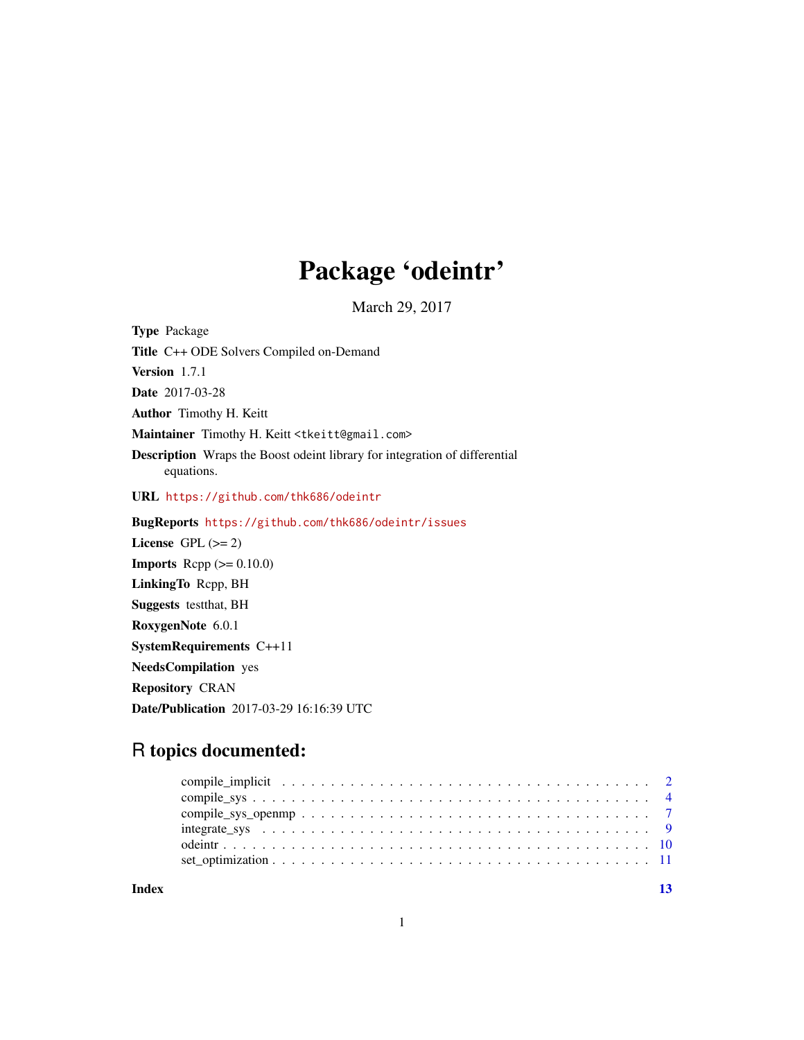# Package 'odeintr'

March 29, 2017

**Type** Package

**Title** C++ ODE Solvers Compiled on-Demand

**Version** 1.7.1

**Date** 2017-03-28

**Author** Timothy H. Keitt

**Maintainer** Timothy H. Keitt <tkeitt@gmail.com>

**Description** Wraps the Boost odeint library for integration of differential equations.

**URL** https://github.com/thk686/odeintr

**BugReports** https://github.com/thk686/odeintr/issues

**License** GPL (>= 2)

**Imports** Rcpp (>= 0.10.0)

**LinkingTo** Rcpp, BH

**Suggests** testthat, BH

**RoxygenNote** 6.0.1

**SystemRequirements** C++11

**NeedsCompilation** yes

**Repository** CRAN

**Date/Publication** 2017-03-29 16:16:39 UTC

## R topics documented:

| | |
|---|---|
| compile_implicit | 2 |
| compile_sys | 4 |
| compile_sys_openmp | 7 |
| integrate_sys | 9 |
| odeintr | 10 |
| set_optimization | 11 |
| **Index** | **13** |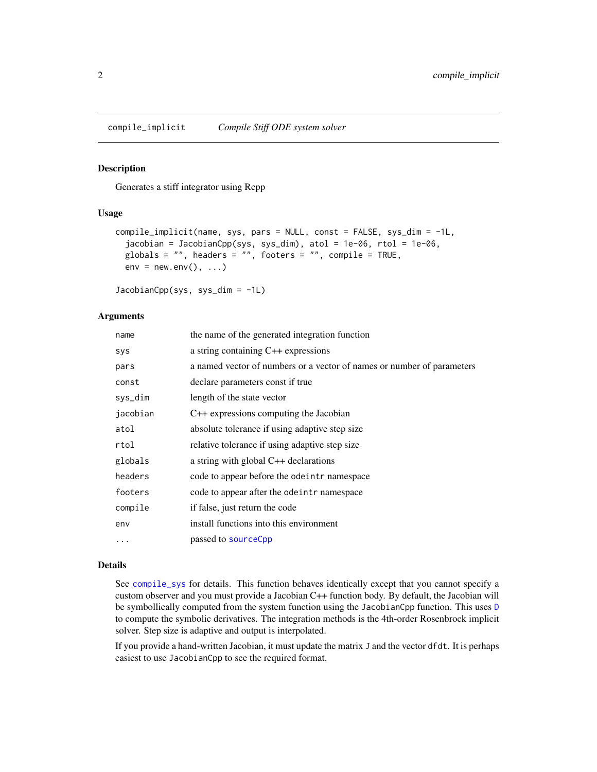## compile_implicit    *Compile Stiff ODE system solver*

### Description

Generates a stiff integrator using Rcpp

### Usage

```
compile_implicit(name, sys, pars = NULL, const = FALSE, sys_dim = -1L,
  jacobian = JacobianCpp(sys, sys_dim), atol = 1e-06, rtol = 1e-06,
  globals = "", headers = "", footers = "", compile = TRUE,
  env = new.env(), ...)

JacobianCpp(sys, sys_dim = -1L)
```

### Arguments

| | |
|---|---|
| `name` | the name of the generated integration function |
| `sys` | a string containing C++ expressions |
| `pars` | a named vector of numbers or a vector of names or number of parameters |
| `const` | declare parameters const if true |
| `sys_dim` | length of the state vector |
| `jacobian` | C++ expressions computing the Jacobian |
| `atol` | absolute tolerance if using adaptive step size |
| `rtol` | relative tolerance if using adaptive step size |
| `globals` | a string with global C++ declarations |
| `headers` | code to appear before the `odeintr` namespace |
| `footers` | code to appear after the `odeintr` namespace |
| `compile` | if false, just return the code |
| `env` | install functions into this environment |
| `...` | passed to `sourceCpp` |

### Details

See `compile_sys` for details. This function behaves identically except that you cannot specify a custom observer and you must provide a Jacobian C++ function body. By default, the Jacobian will be symbollically computed from the system function using the `JacobianCpp` function. This uses `D` to compute the symbolic derivatives. The integration methods is the 4th-order Rosenbrock implicit solver. Step size is adaptive and output is interpolated.

If you provide a hand-written Jacobian, it must update the matrix `J` and the vector `dfdt`. It is perhaps easiest to use `JacobianCpp` to see the required format.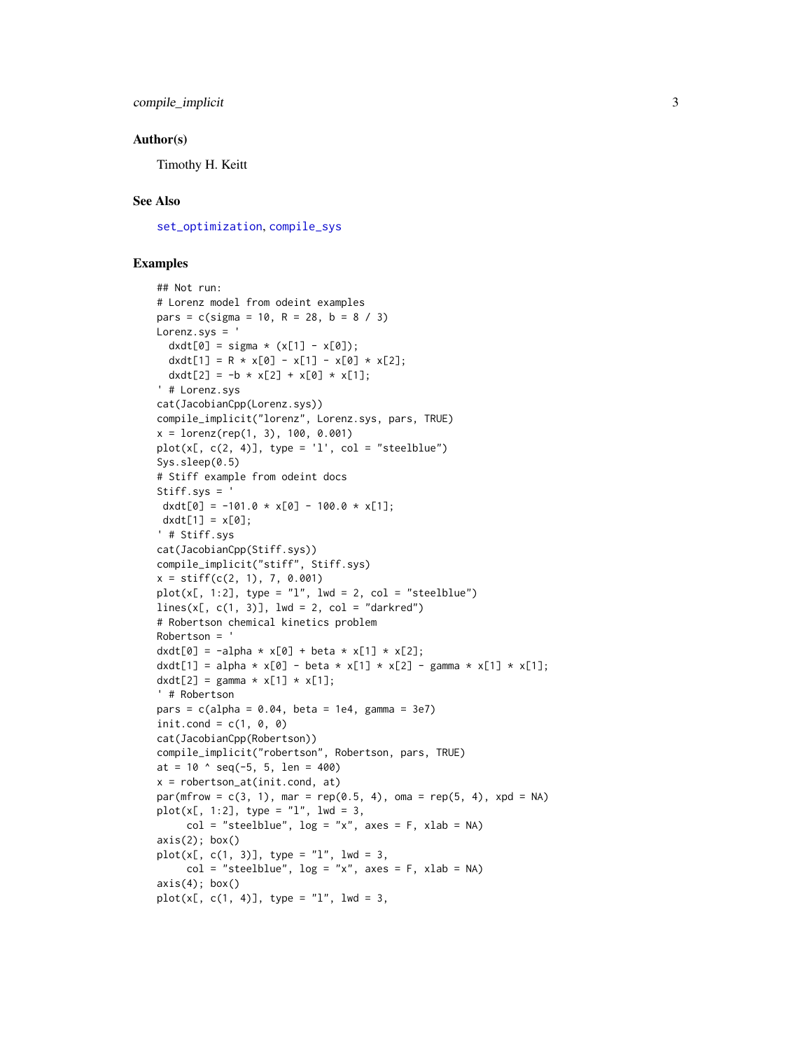### Author(s)

Timothy H. Keitt

### See Also

set_optimization, compile_sys

### Examples

```
## Not run:
# Lorenz model from odeint examples
pars = c(sigma = 10, R = 28, b = 8 / 3)
Lorenz.sys = '
  dxdt[0] = sigma * (x[1] - x[0]);
  dxdt[1] = R * x[0] - x[1] - x[0] * x[2];
  dxdt[2] = -b * x[2] + x[0] * x[1];
' # Lorenz.sys
cat(JacobianCpp(Lorenz.sys))
compile_implicit("lorenz", Lorenz.sys, pars, TRUE)
x = lorenz(rep(1, 3), 100, 0.001)
plot(x[, c(2, 4)], type = 'l', col = "steelblue")
Sys.sleep(0.5)
# Stiff example from odeint docs
Stiff.sys = '
 dxdt[0] = -101.0 * x[0] - 100.0 * x[1];
 dxdt[1] = x[0];
' # Stiff.sys
cat(JacobianCpp(Stiff.sys))
compile_implicit("stiff", Stiff.sys)
x = stiff(c(2, 1), 7, 0.001)
plot(x[, 1:2], type = "l", lwd = 2, col = "steelblue")
lines(x[, c(1, 3)], lwd = 2, col = "darkred")
# Robertson chemical kinetics problem
Robertson = '
dxdt[0] = -alpha * x[0] + beta * x[1] * x[2];
dxdt[1] = alpha * x[0] - beta * x[1] * x[2] - gamma * x[1] * x[1];
dxdt[2] = gamma * x[1] * x[1];
' # Robertson
pars = c(alpha = 0.04, beta = 1e4, gamma = 3e7)
init.cond = c(1, 0, 0)
cat(JacobianCpp(Robertson))
compile_implicit("robertson", Robertson, pars, TRUE)
at = 10 ^ seq(-5, 5, len = 400)
x = robertson_at(init.cond, at)
par(mfrow = c(3, 1), mar = rep(0.5, 4), oma = rep(5, 4), xpd = NA)
plot(x[, 1:2], type = "l", lwd = 3,
     col = "steelblue", log = "x", axes = F, xlab = NA)
axis(2); box()
plot(x[, c(1, 3)], type = "l", lwd = 3,
     col = "steelblue", log = "x", axes = F, xlab = NA)
axis(4); box()
plot(x[, c(1, 4)], type = "l", lwd = 3,
```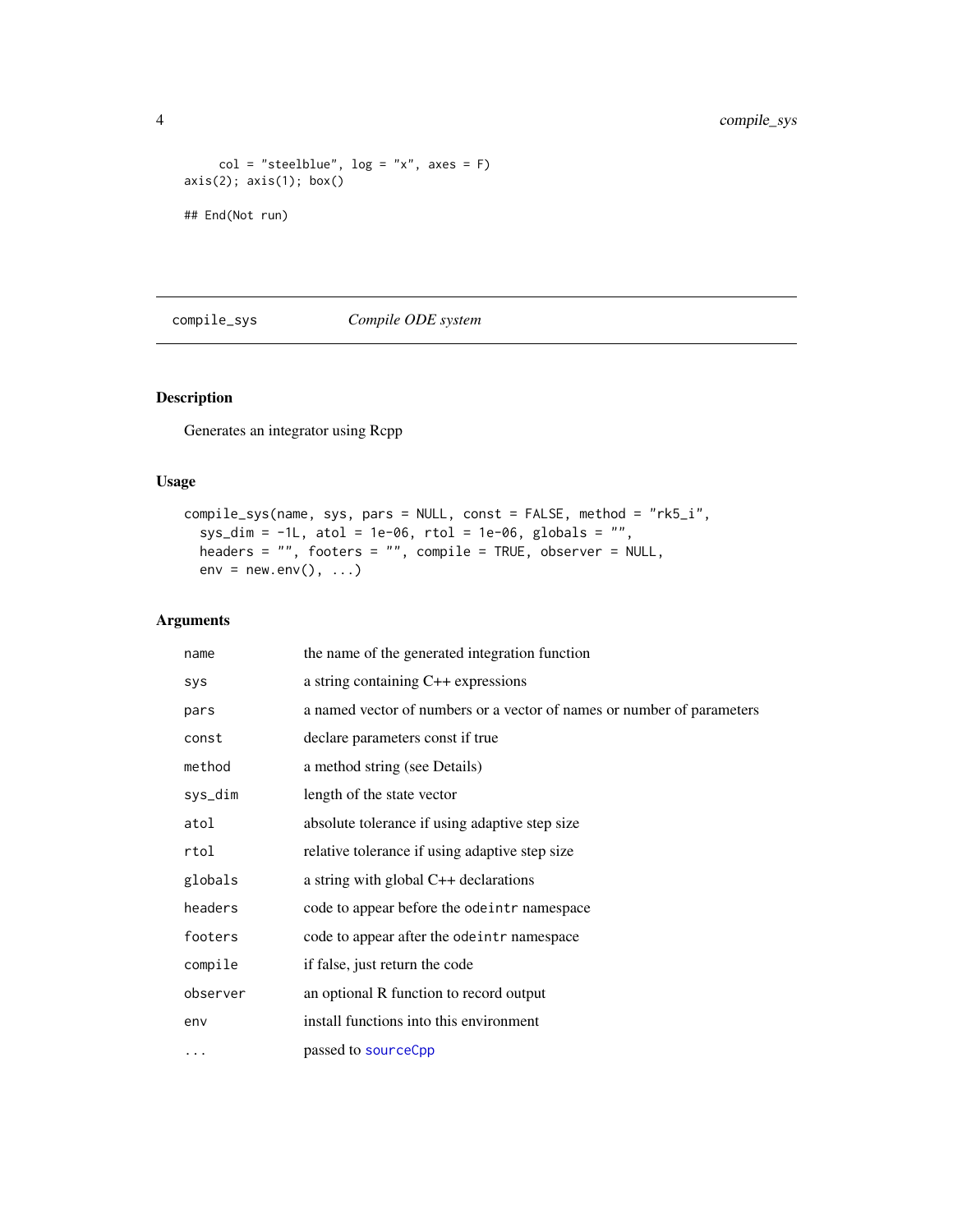```
      col = "steelblue", log = "x", axes = F)
axis(2); axis(1); box()

## End(Not run)
```

## compile_sys — *Compile ODE system*

### Description

Generates an integrator using Rcpp

### Usage

```
compile_sys(name, sys, pars = NULL, const = FALSE, method = "rk5_i",
  sys_dim = -1L, atol = 1e-06, rtol = 1e-06, globals = "",
  headers = "", footers = "", compile = TRUE, observer = NULL,
  env = new.env(), ...)
```

### Arguments

| Argument | Description |
|---|---|
| `name` | the name of the generated integration function |
| `sys` | a string containing C++ expressions |
| `pars` | a named vector of numbers or a vector of names or number of parameters |
| `const` | declare parameters const if true |
| `method` | a method string (see Details) |
| `sys_dim` | length of the state vector |
| `atol` | absolute tolerance if using adaptive step size |
| `rtol` | relative tolerance if using adaptive step size |
| `globals` | a string with global C++ declarations |
| `headers` | code to appear before the `odeintr` namespace |
| `footers` | code to appear after the `odeintr` namespace |
| `compile` | if false, just return the code |
| `observer` | an optional R function to record output |
| `env` | install functions into this environment |
| `...` | passed to `sourceCpp` |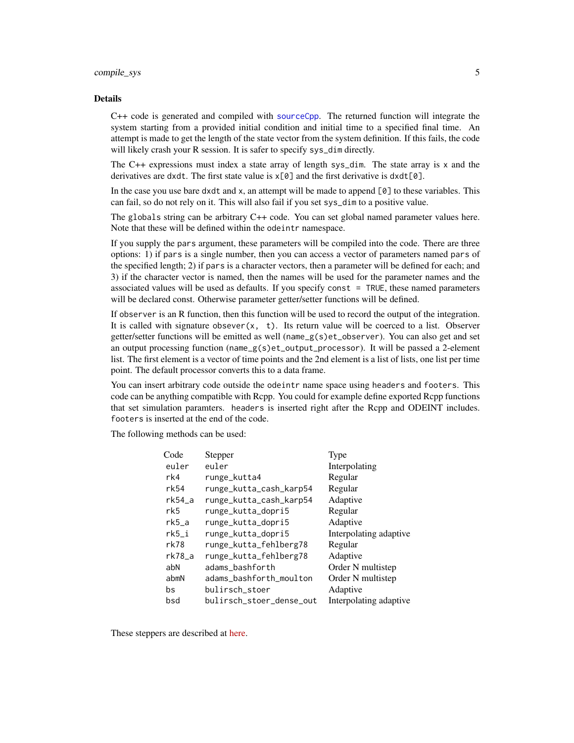### Details

C++ code is generated and compiled with `sourceCpp`. The returned function will integrate the system starting from a provided initial condition and initial time to a specified final time. An attempt is made to get the length of the state vector from the system definition. If this fails, the code will likely crash your R session. It is safer to specify `sys_dim` directly.

The C++ expressions must index a state array of length `sys_dim`. The state array is `x` and the derivatives are `dxdt`. The first state value is `x[0]` and the first derivative is `dxdt[0]`.

In the case you use bare `dxdt` and `x`, an attempt will be made to append `[0]` to these variables. This can fail, so do not rely on it. This will also fail if you set `sys_dim` to a positive value.

The `globals` string can be arbitrary C++ code. You can set global named parameter values here. Note that these will be defined within the `odeintr` namespace.

If you supply the `pars` argument, these parameters will be compiled into the code. There are three options: 1) if `pars` is a single number, then you can access a vector of parameters named `pars` of the specified length; 2) if `pars` is a character vectors, then a parameter will be defined for each; and 3) if the character vector is named, then the names will be used for the parameter names and the associated values will be used as defaults. If you specify `const = TRUE`, these named parameters will be declared const. Otherwise parameter getter/setter functions will be defined.

If `observer` is an R function, then this function will be used to record the output of the integration. It is called with signature `obsever(x, t)`. Its return value will be coerced to a list. Observer getter/setter functions will be emitted as well (`name_g(s)et_observer`). You can also get and set an output processing function (`name_g(s)et_output_processor`). It will be passed a 2-element list. The first element is a vector of time points and the 2nd element is a list of lists, one list per time point. The default processor converts this to a data frame.

You can insert arbitrary code outside the `odeintr` name space using `headers` and `footers`. This code can be anything compatible with Rcpp. You could for example define exported Rcpp functions that set simulation paramters. `headers` is inserted right after the Rcpp and ODEINT includes. `footers` is inserted at the end of the code.

The following methods can be used:

| Code | Stepper | Type |
|---|---|---|
| `euler` | `euler` | Interpolating |
| `rk4` | `runge_kutta4` | Regular |
| `rk54` | `runge_kutta_cash_karp54` | Regular |
| `rk54_a` | `runge_kutta_cash_karp54` | Adaptive |
| `rk5` | `runge_kutta_dopri5` | Regular |
| `rk5_a` | `runge_kutta_dopri5` | Adaptive |
| `rk5_i` | `runge_kutta_dopri5` | Interpolating adaptive |
| `rk78` | `runge_kutta_fehlberg78` | Regular |
| `rk78_a` | `runge_kutta_fehlberg78` | Adaptive |
| `abN` | `adams_bashforth` | Order N multistep |
| `abmN` | `adams_bashforth_moulton` | Order N multistep |
| `bs` | `bulirsch_stoer` | Adaptive |
| `bsd` | `bulirsch_stoer_dense_out` | Interpolating adaptive |

These steppers are described at here.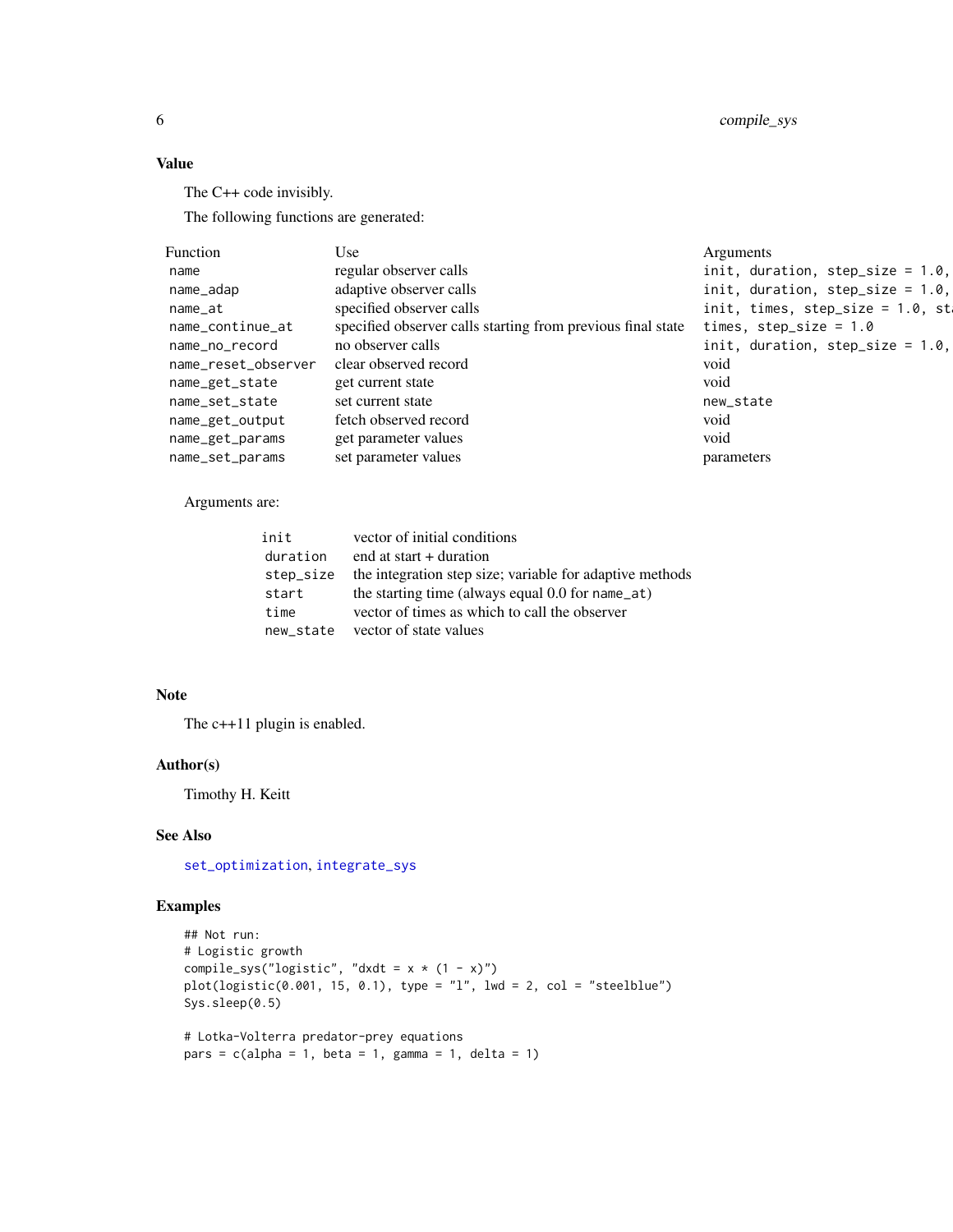### Value

The C++ code invisibly.

The following functions are generated:

| Function | Use | Arguments |
|---|---|---|
| `name` | regular observer calls | `init, duration, step_size = 1.0,` |
| `name_adap` | adaptive observer calls | `init, duration, step_size = 1.0,` |
| `name_at` | specified observer calls | `init, times, step_size = 1.0, st` |
| `name_continue_at` | specified observer calls starting from previous final state | `times, step_size = 1.0` |
| `name_no_record` | no observer calls | `init, duration, step_size = 1.0,` |
| `name_reset_observer` | clear observed record | void |
| `name_get_state` | get current state | void |
| `name_set_state` | set current state | `new_state` |
| `name_get_output` | fetch observed record | void |
| `name_get_params` | get parameter values | void |
| `name_set_params` | set parameter values | parameters |

Arguments are:

| | |
|---|---|
| `init` | vector of initial conditions |
| `duration` | end at start + duration |
| `step_size` | the integration step size; variable for adaptive methods |
| `start` | the starting time (always equal 0.0 for `name_at`) |
| `time` | vector of times as which to call the observer |
| `new_state` | vector of state values |

### Note

The c++11 plugin is enabled.

### Author(s)

Timothy H. Keitt

### See Also

`set_optimization`, `integrate_sys`

### Examples

```
## Not run:
# Logistic growth
compile_sys("logistic", "dxdt = x * (1 - x)")
plot(logistic(0.001, 15, 0.1), type = "l", lwd = 2, col = "steelblue")
Sys.sleep(0.5)

# Lotka-Volterra predator-prey equations
pars = c(alpha = 1, beta = 1, gamma = 1, delta = 1)
```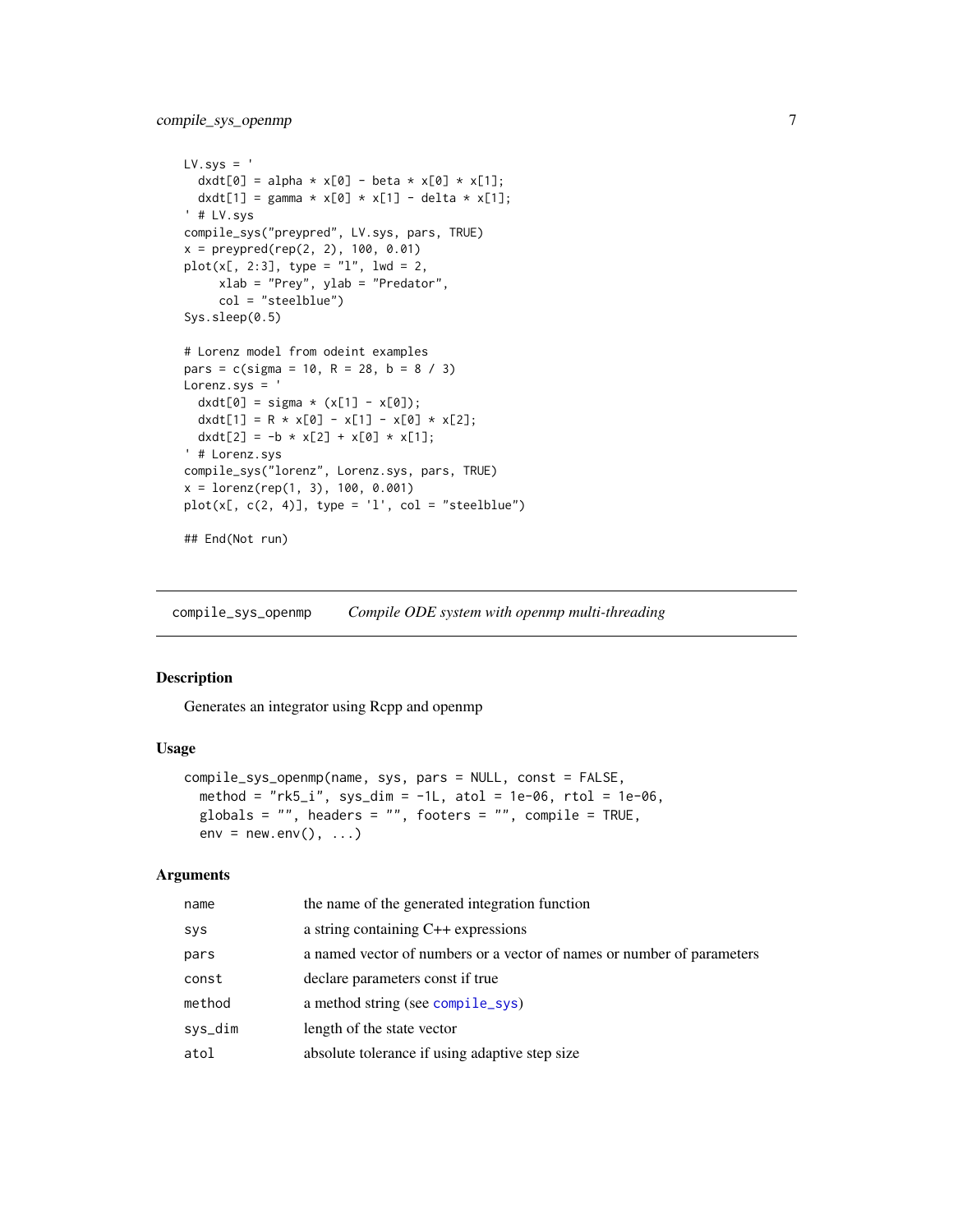```
LV.sys = '
  dxdt[0] = alpha * x[0] - beta * x[0] * x[1];
  dxdt[1] = gamma * x[0] * x[1] - delta * x[1];
' # LV.sys
compile_sys("preypred", LV.sys, pars, TRUE)
x = preypred(rep(2, 2), 100, 0.01)
plot(x[, 2:3], type = "l", lwd = 2,
     xlab = "Prey", ylab = "Predator",
     col = "steelblue")
Sys.sleep(0.5)

# Lorenz model from odeint examples
pars = c(sigma = 10, R = 28, b = 8 / 3)
Lorenz.sys = '
  dxdt[0] = sigma * (x[1] - x[0]);
  dxdt[1] = R * x[0] - x[1] - x[0] * x[2];
  dxdt[2] = -b * x[2] + x[0] * x[1];
' # Lorenz.sys
compile_sys("lorenz", Lorenz.sys, pars, TRUE)
x = lorenz(rep(1, 3), 100, 0.001)
plot(x[, c(2, 4)], type = 'l', col = "steelblue")

## End(Not run)
```

---

## compile_sys_openmp — *Compile ODE system with openmp multi-threading*

### Description

Generates an integrator using Rcpp and openmp

### Usage

```
compile_sys_openmp(name, sys, pars = NULL, const = FALSE,
  method = "rk5_i", sys_dim = -1L, atol = 1e-06, rtol = 1e-06,
  globals = "", headers = "", footers = "", compile = TRUE,
  env = new.env(), ...)
```

### Arguments

| | |
|---|---|
| `name` | the name of the generated integration function |
| `sys` | a string containing C++ expressions |
| `pars` | a named vector of numbers or a vector of names or number of parameters |
| `const` | declare parameters const if true |
| `method` | a method string (see `compile_sys`) |
| `sys_dim` | length of the state vector |
| `atol` | absolute tolerance if using adaptive step size |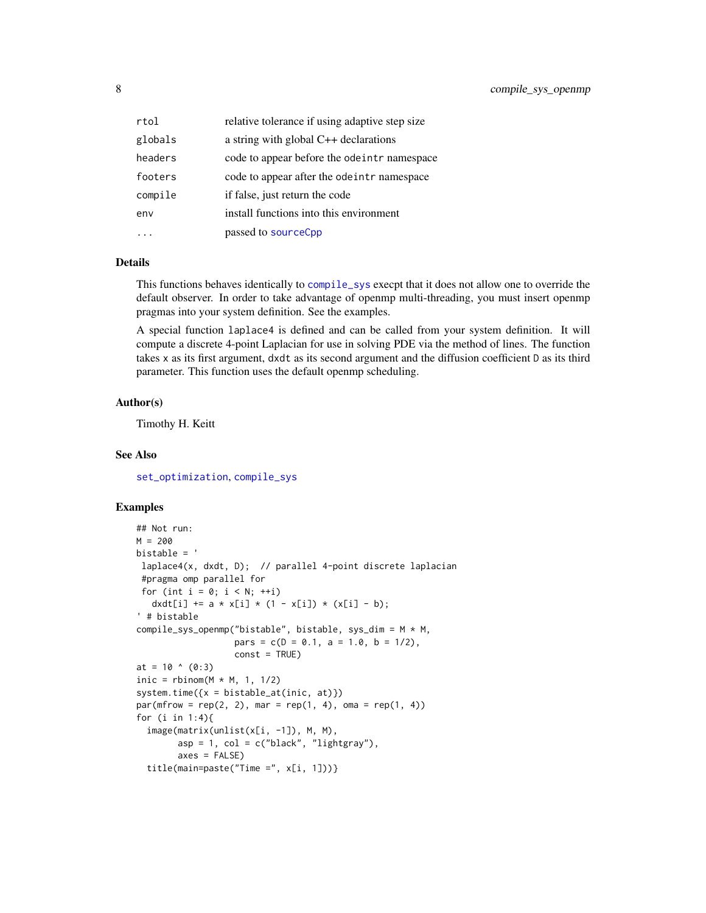| | |
|---|---|
| rtol | relative tolerance if using adaptive step size |
| globals | a string with global C++ declarations |
| headers | code to appear before the odeintr namespace |
| footers | code to appear after the odeintr namespace |
| compile | if false, just return the code |
| env | install functions into this environment |
| ... | passed to sourceCpp |

### Details

This functions behaves identically to compile_sys execpt that it does not allow one to override the default observer. In order to take advantage of openmp multi-threading, you must insert openmp pragmas into your system definition. See the examples.

A special function laplace4 is defined and can be called from your system definition. It will compute a discrete 4-point Laplacian for use in solving PDE via the method of lines. The function takes x as its first argument, dxdt as its second argument and the diffusion coefficient D as its third parameter. This function uses the default openmp scheduling.

### Author(s)

Timothy H. Keitt

### See Also

set_optimization, compile_sys

### Examples

```
## Not run:
M = 200
bistable = '
 laplace4(x, dxdt, D);  // parallel 4-point discrete laplacian
 #pragma omp parallel for
 for (int i = 0; i < N; ++i)
   dxdt[i] += a * x[i] * (1 - x[i]) * (x[i] - b);
' # bistable
compile_sys_openmp("bistable", bistable, sys_dim = M * M,
                   pars = c(D = 0.1, a = 1.0, b = 1/2),
                   const = TRUE)
at = 10 ^ (0:3)
inic = rbinom(M * M, 1, 1/2)
system.time({x = bistable_at(inic, at)})
par(mfrow = rep(2, 2), mar = rep(1, 4), oma = rep(1, 4))
for (i in 1:4){
  image(matrix(unlist(x[i, -1]), M, M),
        asp = 1, col = c("black", "lightgray"),
        axes = FALSE)
  title(main=paste("Time =", x[i, 1]))}
```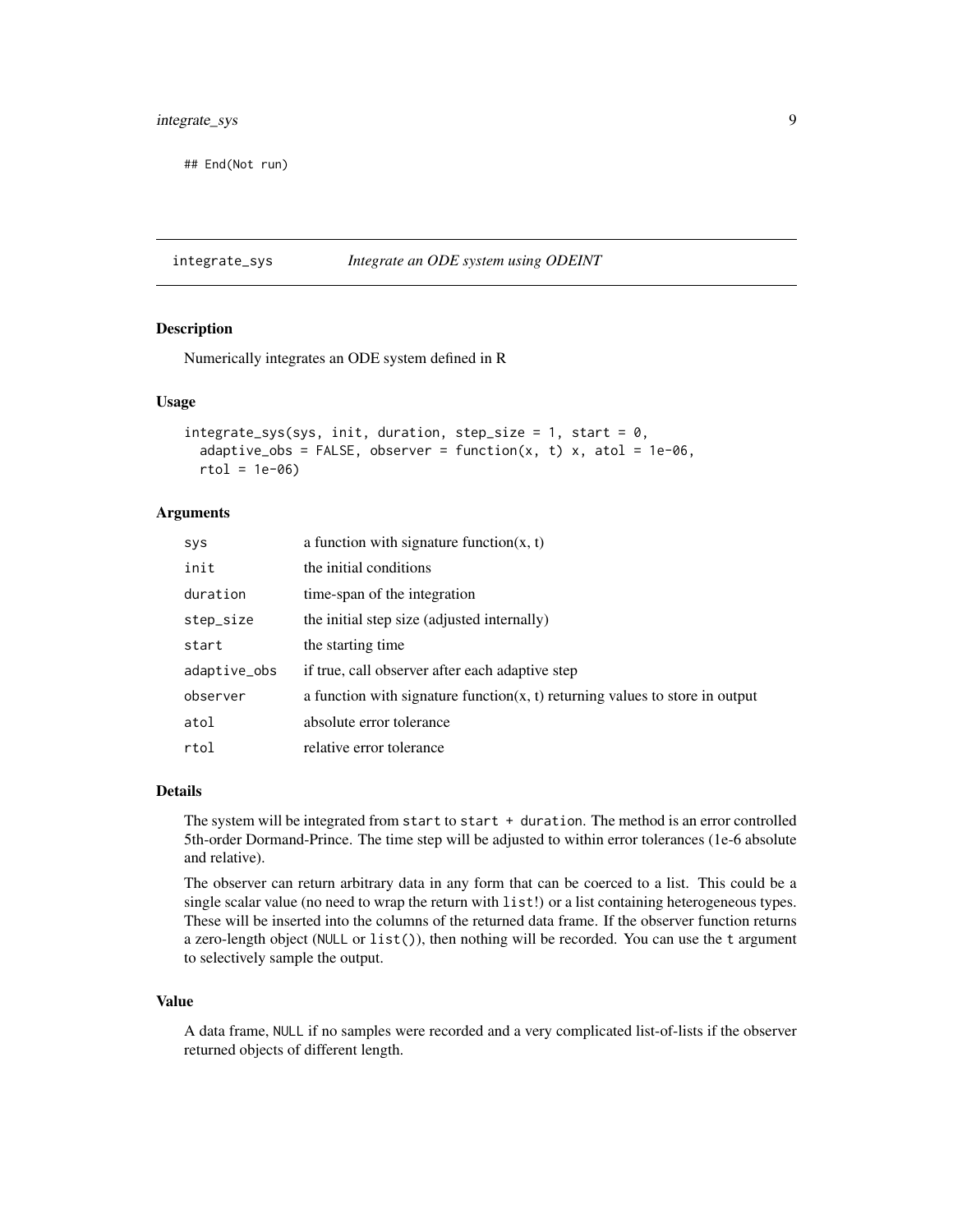```
## End(Not run)
```

## integrate_sys — *Integrate an ODE system using ODEINT*

### Description

Numerically integrates an ODE system defined in R

### Usage

```
integrate_sys(sys, init, duration, step_size = 1, start = 0,
  adaptive_obs = FALSE, observer = function(x, t) x, atol = 1e-06,
  rtol = 1e-06)
```

### Arguments

| | |
|---|---|
| `sys` | a function with signature function(x, t) |
| `init` | the initial conditions |
| `duration` | time-span of the integration |
| `step_size` | the initial step size (adjusted internally) |
| `start` | the starting time |
| `adaptive_obs` | if true, call observer after each adaptive step |
| `observer` | a function with signature function(x, t) returning values to store in output |
| `atol` | absolute error tolerance |
| `rtol` | relative error tolerance |

### Details

The system will be integrated from `start` to `start + duration`. The method is an error controlled 5th-order Dormand-Prince. The time step will be adjusted to within error tolerances (1e-6 absolute and relative).

The observer can return arbitrary data in any form that can be coerced to a list. This could be a single scalar value (no need to wrap the return with `list`!) or a list containing heterogeneous types. These will be inserted into the columns of the returned data frame. If the observer function returns a zero-length object (`NULL` or `list()`), then nothing will be recorded. You can use the `t` argument to selectively sample the output.

### Value

A data frame, `NULL` if no samples were recorded and a very complicated list-of-lists if the observer returned objects of different length.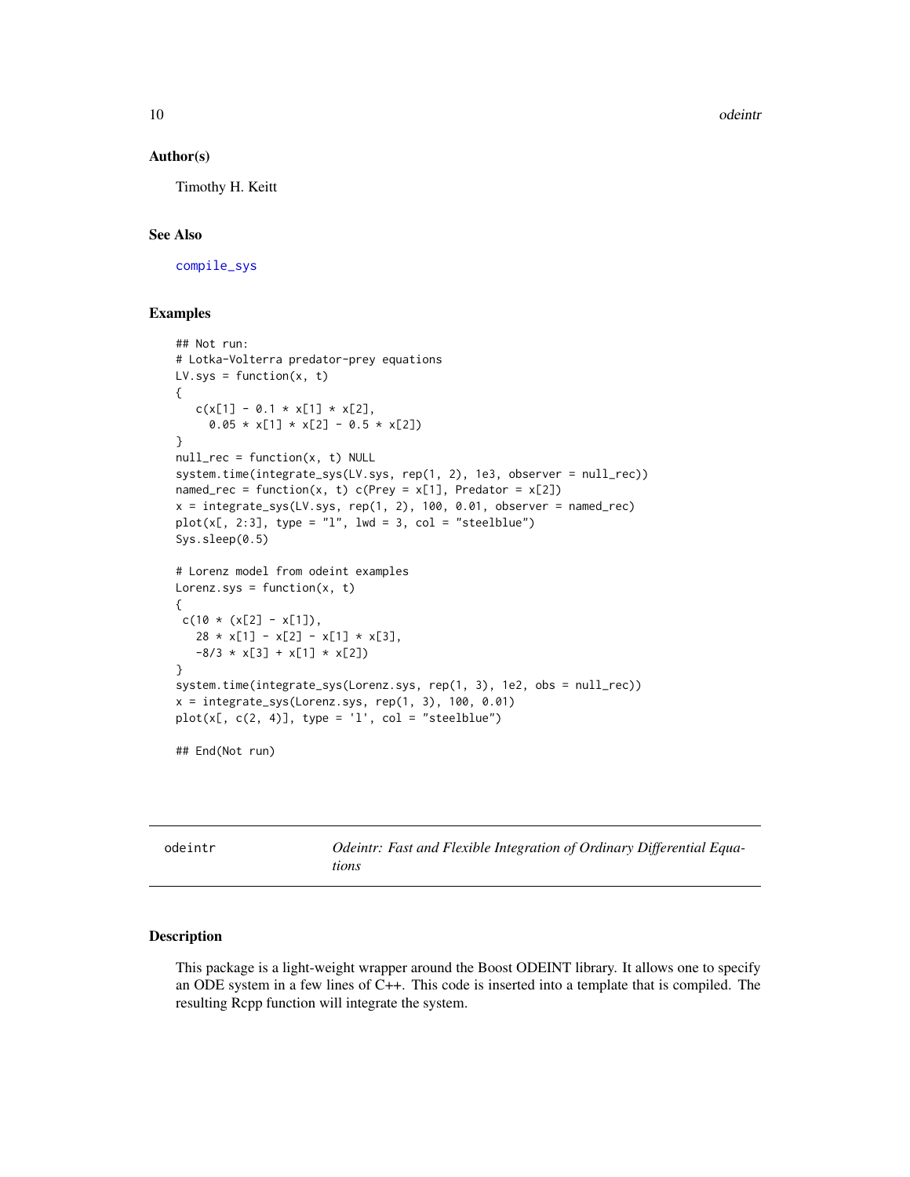### Author(s)

Timothy H. Keitt

### See Also

compile_sys

### Examples

```
## Not run:
# Lotka-Volterra predator-prey equations
LV.sys = function(x, t)
{
   c(x[1] - 0.1 * x[1] * x[2],
     0.05 * x[1] * x[2] - 0.5 * x[2])
}
null_rec = function(x, t) NULL
system.time(integrate_sys(LV.sys, rep(1, 2), 1e3, observer = null_rec))
named_rec = function(x, t) c(Prey = x[1], Predator = x[2])
x = integrate_sys(LV.sys, rep(1, 2), 100, 0.01, observer = named_rec)
plot(x[, 2:3], type = "l", lwd = 3, col = "steelblue")
Sys.sleep(0.5)

# Lorenz model from odeint examples
Lorenz.sys = function(x, t)
{
 c(10 * (x[2] - x[1]),
   28 * x[1] - x[2] - x[1] * x[3],
   -8/3 * x[3] + x[1] * x[2])
}
system.time(integrate_sys(Lorenz.sys, rep(1, 3), 1e2, obs = null_rec))
x = integrate_sys(Lorenz.sys, rep(1, 3), 100, 0.01)
plot(x[, c(2, 4)], type = 'l', col = "steelblue")

## End(Not run)
```

---

## odeintr — *Odeintr: Fast and Flexible Integration of Ordinary Differential Equations*

### Description

This package is a light-weight wrapper around the Boost ODEINT library. It allows one to specify an ODE system in a few lines of C++. This code is inserted into a template that is compiled. The resulting Rcpp function will integrate the system.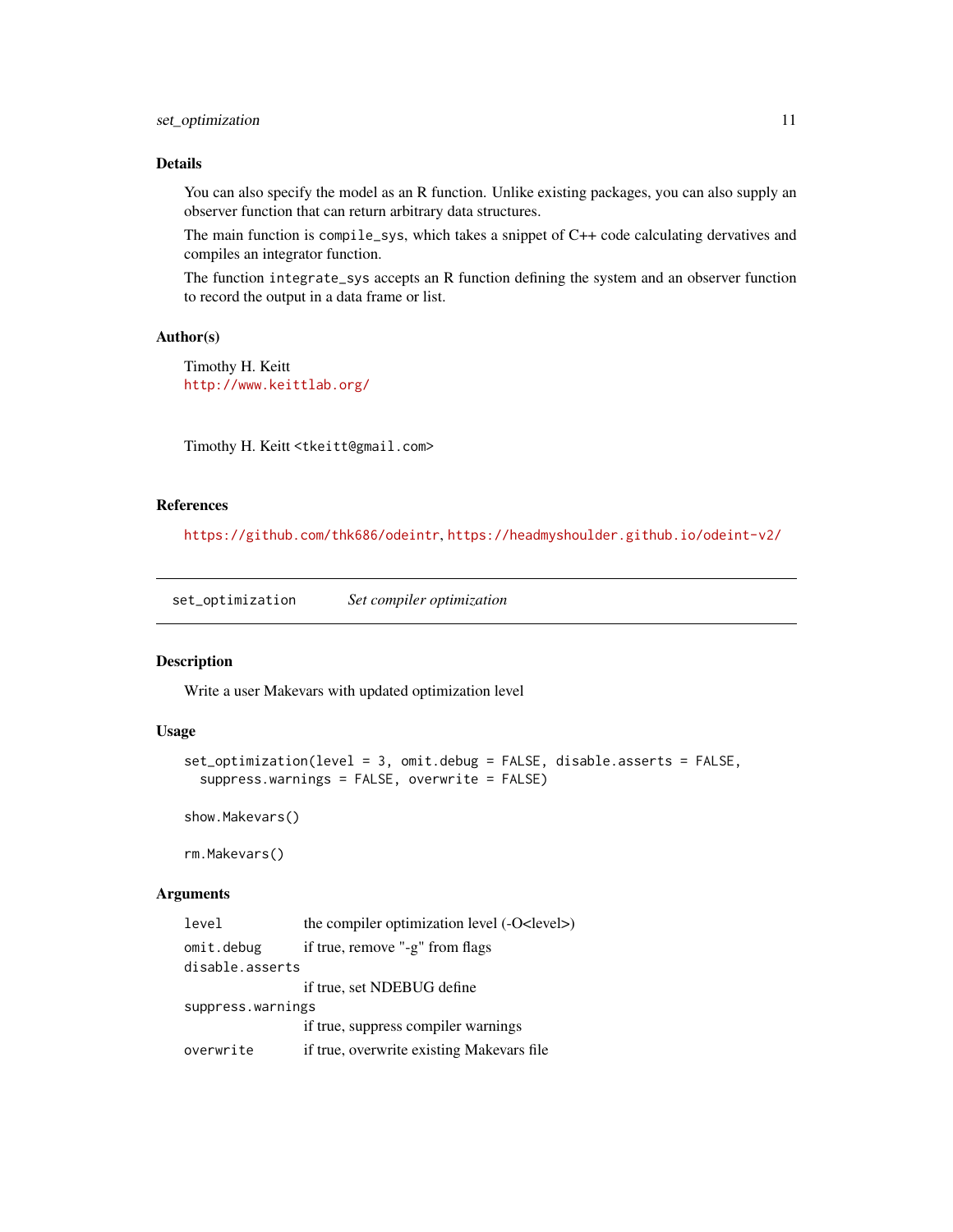## Details

You can also specify the model as an R function. Unlike existing packages, you can also supply an observer function that can return arbitrary data structures.

The main function is `compile_sys`, which takes a snippet of C++ code calculating dervatives and compiles an integrator function.

The function `integrate_sys` accepts an R function defining the system and an observer function to record the output in a data frame or list.

## Author(s)

Timothy H. Keitt
http://www.keittlab.org/

Timothy H. Keitt <tkeitt@gmail.com>

## References

https://github.com/thk686/odeintr, https://headmyshoulder.github.io/odeint-v2/

---

# set_optimization — *Set compiler optimization*

## Description

Write a user Makevars with updated optimization level

## Usage

```
set_optimization(level = 3, omit.debug = FALSE, disable.asserts = FALSE,
  suppress.warnings = FALSE, overwrite = FALSE)

show.Makevars()

rm.Makevars()
```

## Arguments

| | |
|---|---|
| `level` | the compiler optimization level (-O<level>) |
| `omit.debug` | if true, remove "-g" from flags |
| `disable.asserts` | if true, set NDEBUG define |
| `suppress.warnings` | if true, suppress compiler warnings |
| `overwrite` | if true, overwrite existing Makevars file |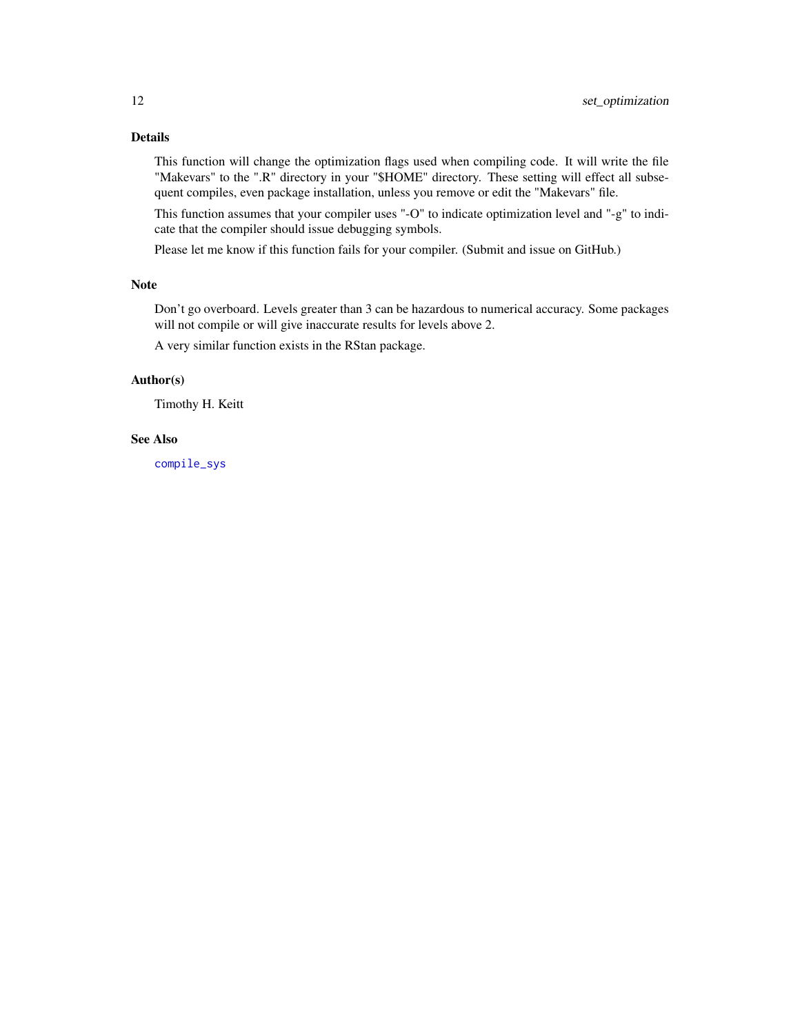## Details

This function will change the optimization flags used when compiling code. It will write the file "Makevars" to the ".R" directory in your "$HOME" directory. These setting will effect all subsequent compiles, even package installation, unless you remove or edit the "Makevars" file.

This function assumes that your compiler uses "-O" to indicate optimization level and "-g" to indicate that the compiler should issue debugging symbols.

Please let me know if this function fails for your compiler. (Submit and issue on GitHub.)

## Note

Don't go overboard. Levels greater than 3 can be hazardous to numerical accuracy. Some packages will not compile or will give inaccurate results for levels above 2.

A very similar function exists in the RStan package.

## Author(s)

Timothy H. Keitt

## See Also

`compile_sys`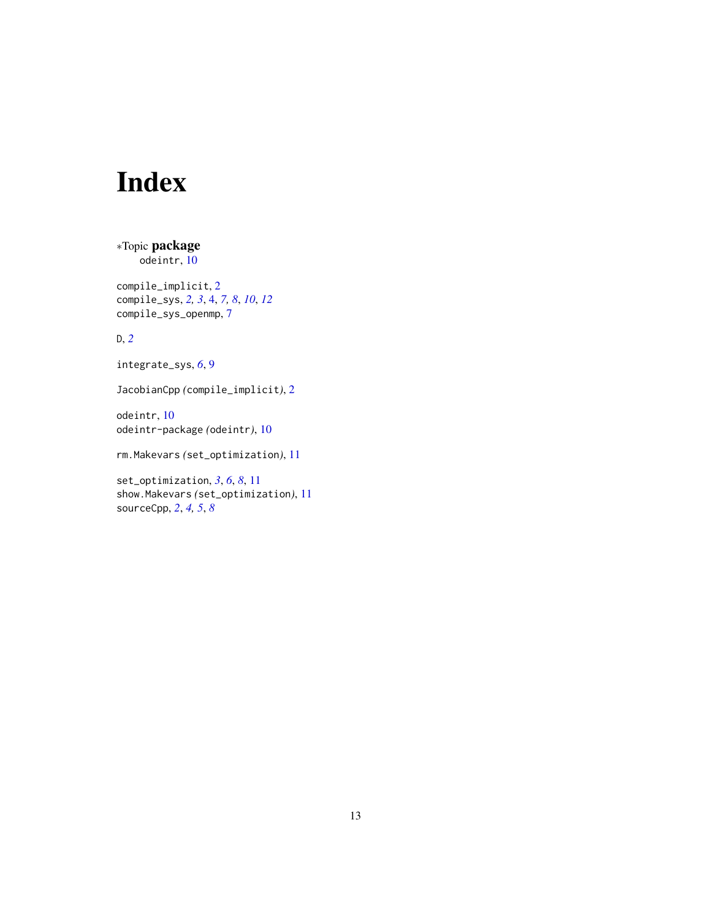# Index

∗Topic **package**

odeintr, 10

compile_implicit, 2
compile_sys, *2, 3*, 4, *7, 8*, *10*, *12*
compile_sys_openmp, 7

D, *2*

integrate_sys, *6*, 9

JacobianCpp *(*compile_implicit*)*, 2

odeintr, 10
odeintr-package *(*odeintr*)*, 10

rm.Makevars *(*set_optimization*)*, 11

set_optimization, *3*, *6*, *8*, 11
show.Makevars *(*set_optimization*)*, 11
sourceCpp, *2*, *4, 5*, *8*